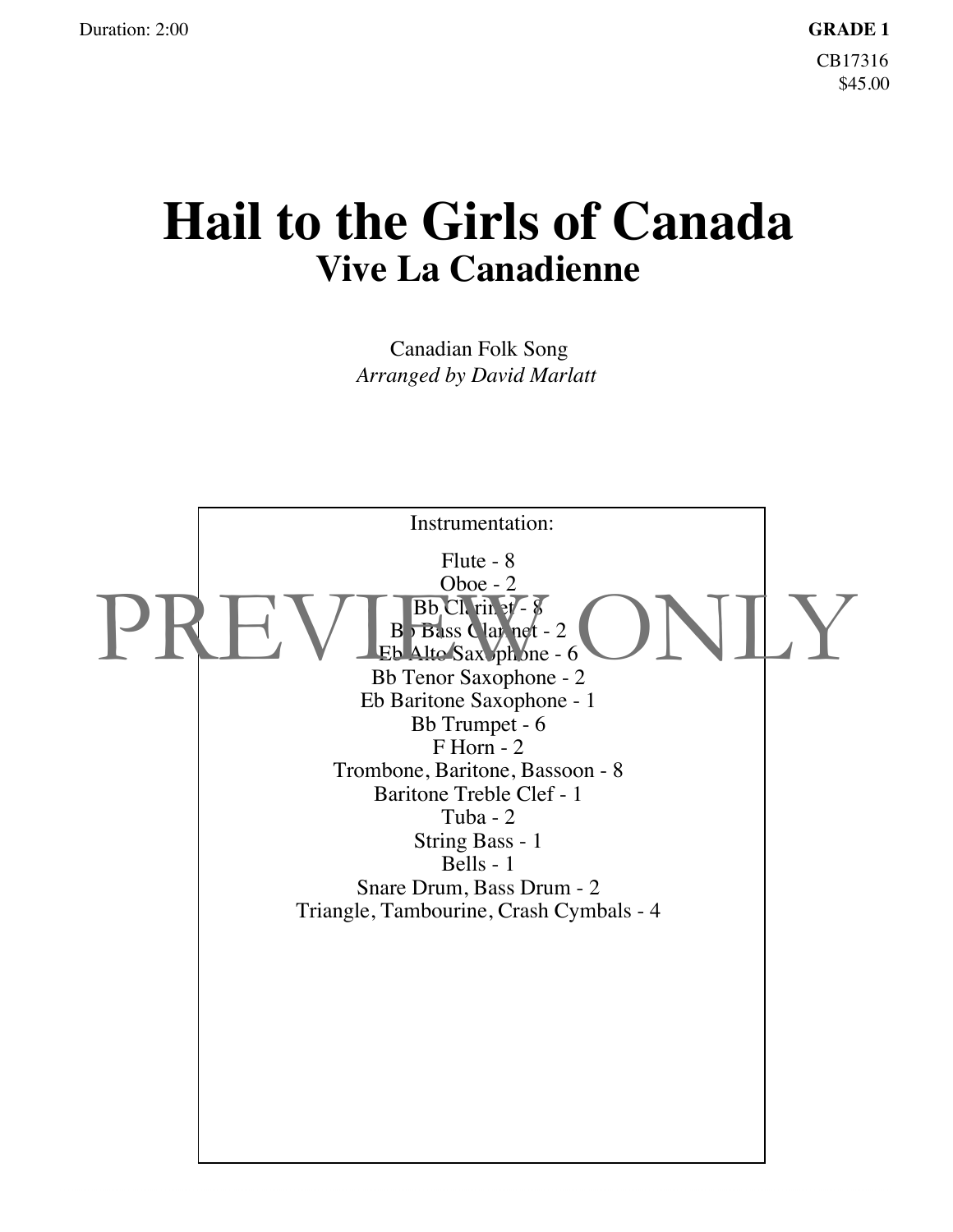Duration: 2:00

**GRADE 1**

CB17316
$45.00

# Hail to the Girls of Canada
## Vive La Canadienne

Canadian Folk Song
*Arranged by David Marlatt*

PREVIEW ONLY

Instrumentation:

Flute - 8
Oboe - 2
Bb Clarinet - 8
Bb Bass Clarinet - 2
Eb Alto Saxophone - 6
Bb Tenor Saxophone - 2
Eb Baritone Saxophone - 1
Bb Trumpet - 6
F Horn - 2
Trombone, Baritone, Bassoon - 8
Baritone Treble Clef - 1
Tuba - 2
String Bass - 1
Bells - 1
Snare Drum, Bass Drum - 2
Triangle, Tambourine, Crash Cymbals - 4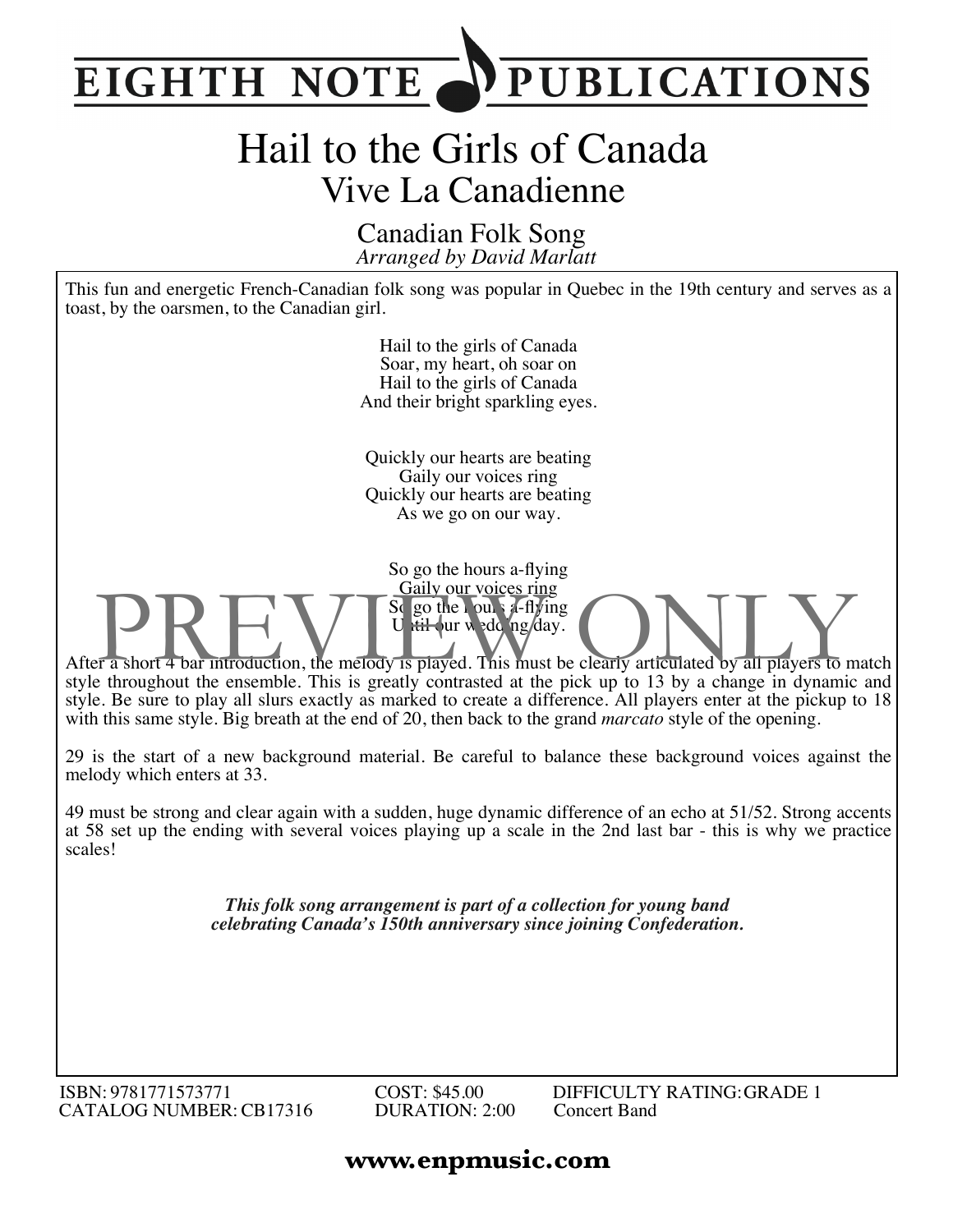# EIGHTH NOTE PUBLICATIONS

# Hail to the Girls of Canada

## Vive La Canadienne

### Canadian Folk Song

*Arranged by David Marlatt*

This fun and energetic French-Canadian folk song was popular in Quebec in the 19th century and serves as a toast, by the oarsmen, to the Canadian girl.

Hail to the girls of Canada
Soar, my heart, oh soar on
Hail to the girls of Canada
And their bright sparkling eyes.

Quickly our hearts are beating
Gaily our voices ring
Quickly our hearts are beating
As we go on our way.

So go the hours a-flying
Gaily our voices ring
So go the hours a-flying
Until our wedding day.

After a short 4 bar introduction, the melody is played. This must be clearly articulated by all players to match style throughout the ensemble. This is greatly contrasted at the pick up to 13 by a change in dynamic and style. Be sure to play all slurs exactly as marked to create a difference. All players enter at the pickup to 18 with this same style. Big breath at the end of 20, then back to the grand *marcato* style of the opening.

29 is the start of a new background material. Be careful to balance these background voices against the melody which enters at 33.

49 must be strong and clear again with a sudden, huge dynamic difference of an echo at 51/52. Strong accents at 58 set up the ending with several voices playing up a scale in the 2nd last bar - this is why we practice scales!

***This folk song arrangement is part of a collection for young band celebrating Canada's 150th anniversary since joining Confederation.***

ISBN: 9781771573771
CATALOG NUMBER: CB17316

COST: $45.00
DURATION: 2:00

DIFFICULTY RATING: GRADE 1
Concert Band

**www.enpmusic.com**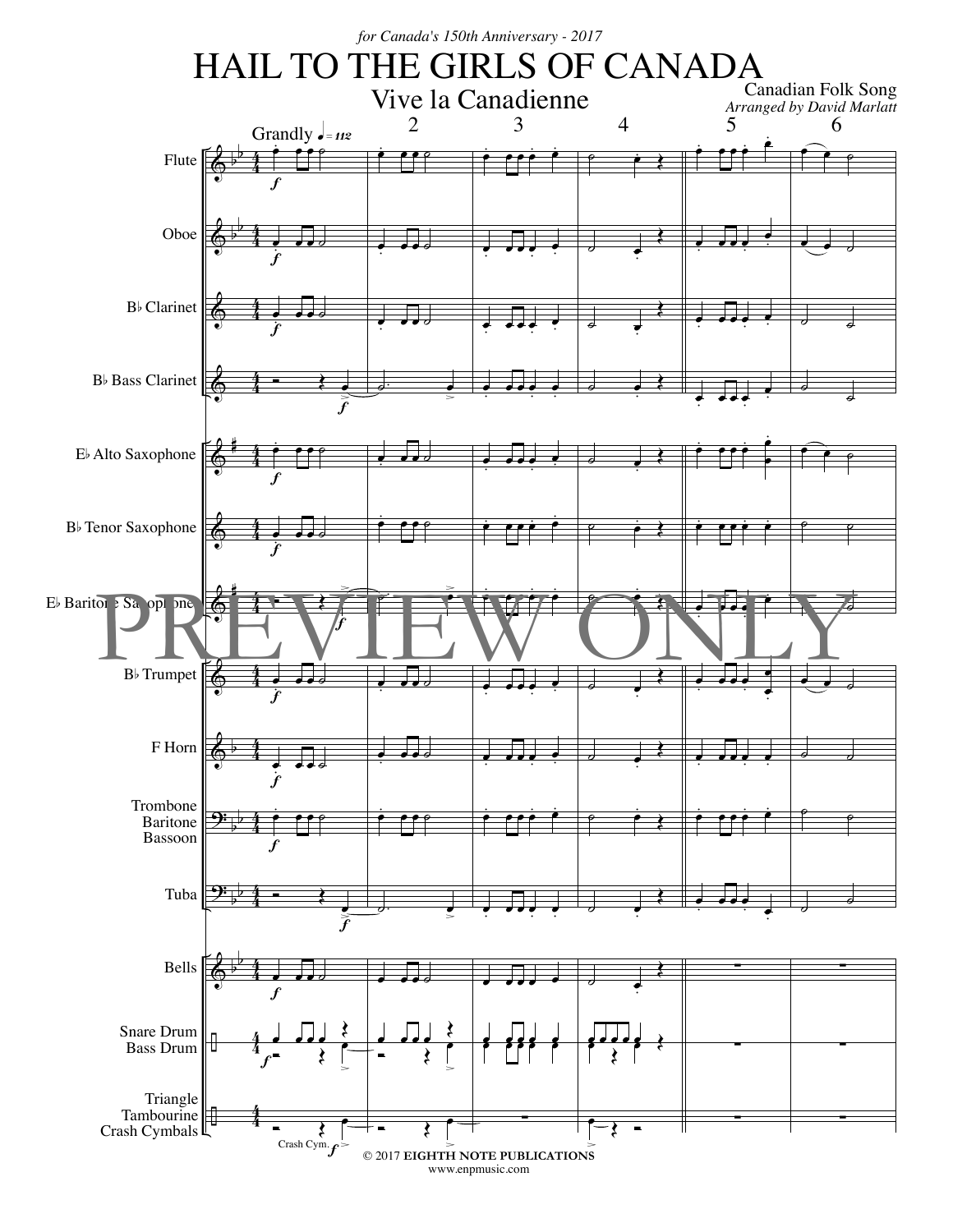*for Canada's 150th Anniversary - 2017*

# HAIL TO THE GIRLS OF CANADA

## Vive la Canadienne

Canadian Folk Song
*Arranged by David Marlatt*

© 2017 **EIGHTH NOTE PUBLICATIONS**
www.enpmusic.com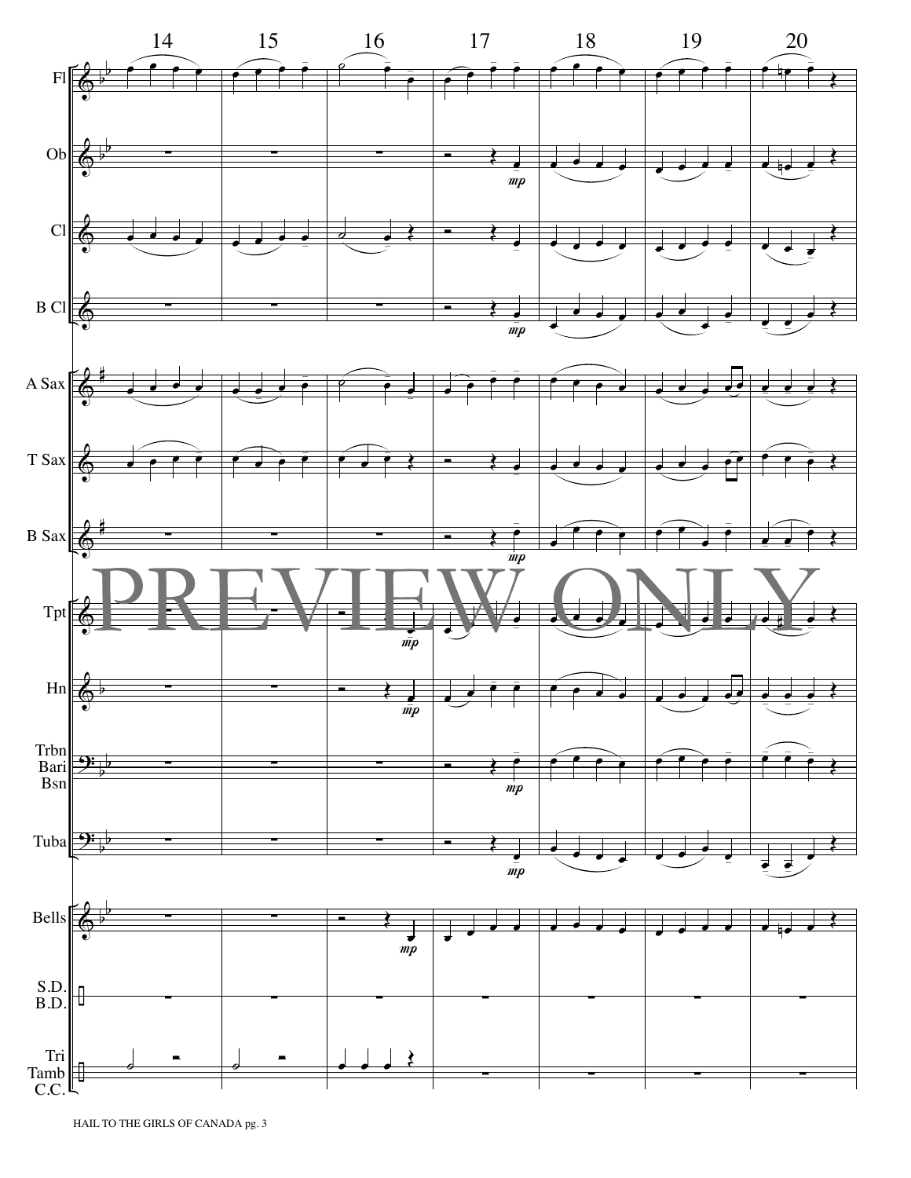14 15 16 17 18 19 20

Fl

Ob

Cl

B Cl

A Sax

T Sax

B Sax

Tpt

Hn

Trbn
Bari
Bsn

Tuba

Bells

S.D.
B.D.

Tri
Tamb
C.C.

PREVIEW ONLY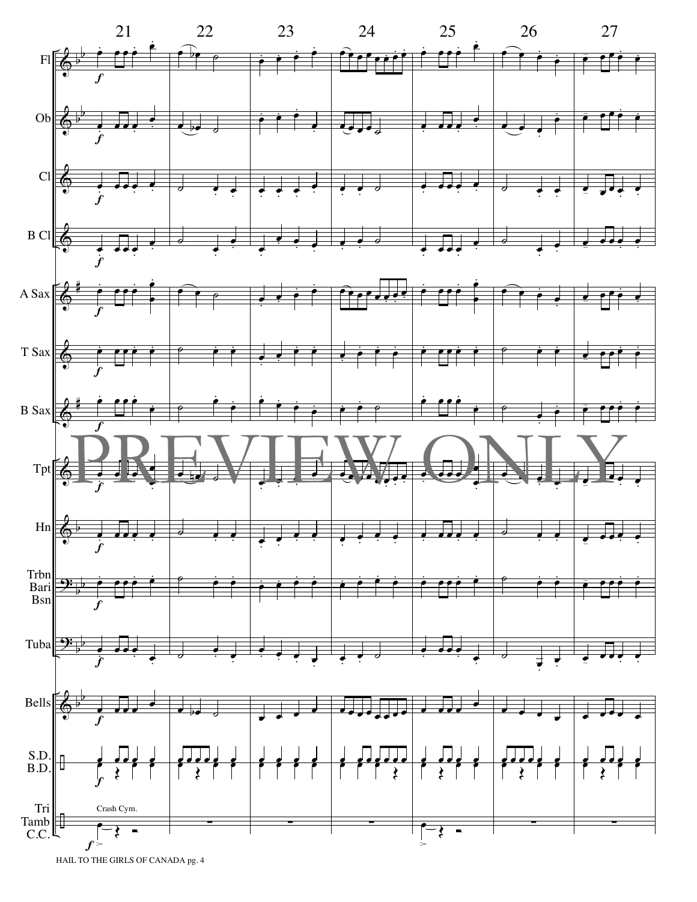21 22 23 24 25 26 27

Fl

Ob

Cl

B Cl

A Sax

T Sax

B Sax

PREVIEW ONLY

Tpt

Hn

Trbn
Bari
Bsn

Tuba

Bells

S.D.
B.D.

Tri
Tamb
C.C.

Crash Cym.

HAIL TO THE GIRLS OF CANADA pg. 4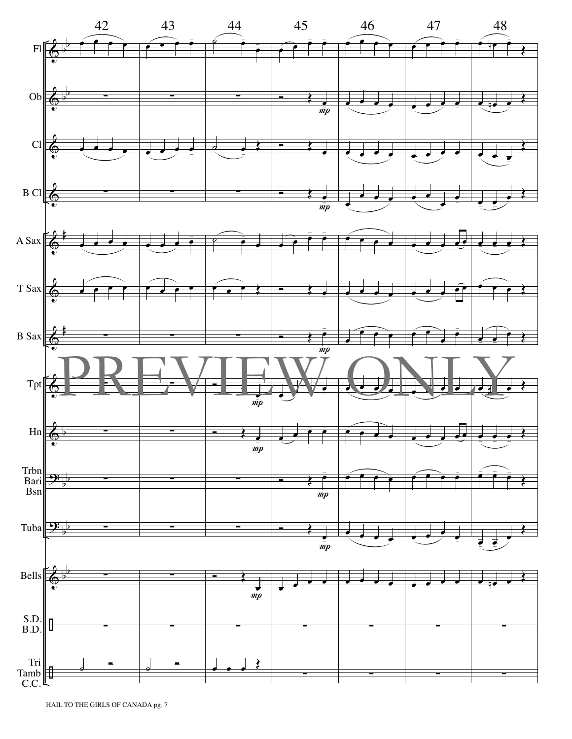PREVIEW ONLY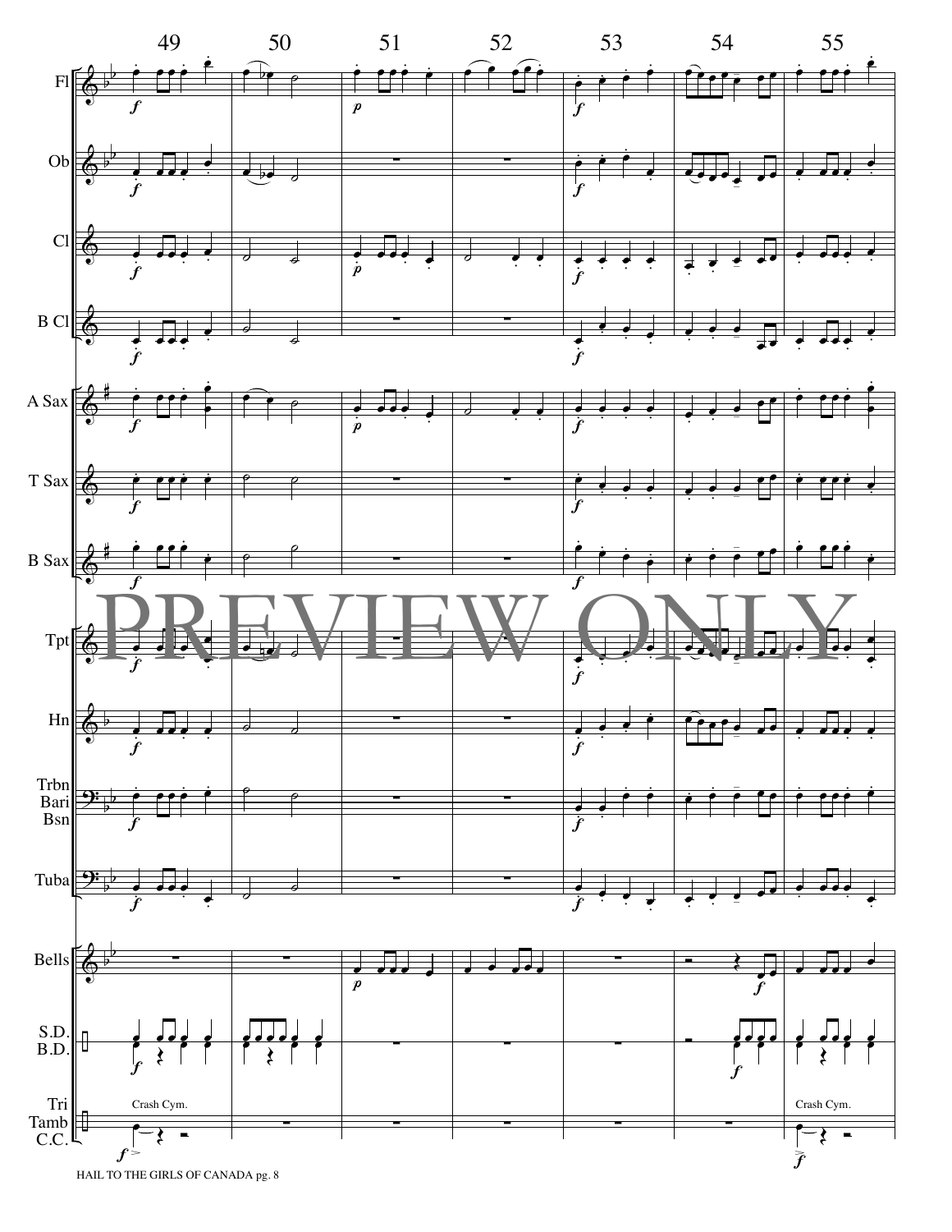49 50 51 52 53 54 55

Fl

Ob

Cl

B Cl

A Sax

T Sax

B Sax

PREVIEW ONLY

Tpt

Hn

Trbn
Bari
Bsn

Tuba

Bells

S.D.
B.D.

Tri
Tamb
C.C.

Crash Cym.

Crash Cym.

HAIL TO THE GIRLS OF CANADA pg. 8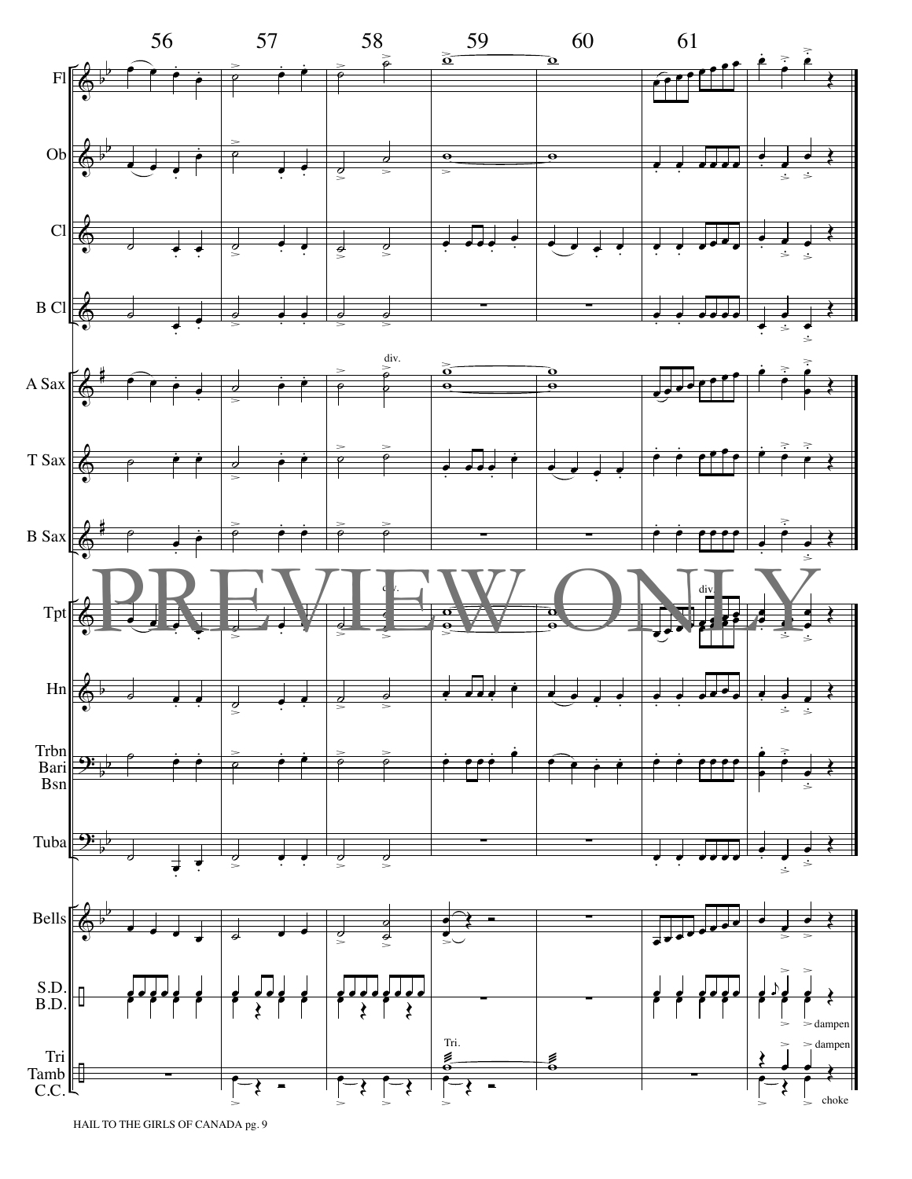56 57 58 59 60 61

Fl

Ob

Cl

B Cl

A Sax

T Sax

B Sax

Tpt

Hn

Trbn
Bari
Bsn

Tuba

Bells

S.D.
B.D.

Tri
Tamb
C.C.

div.

div.

div.

Tri.

dampen

dampen

choke

PREVIEW ONLY

HAIL TO THE GIRLS OF CANADA pg. 9